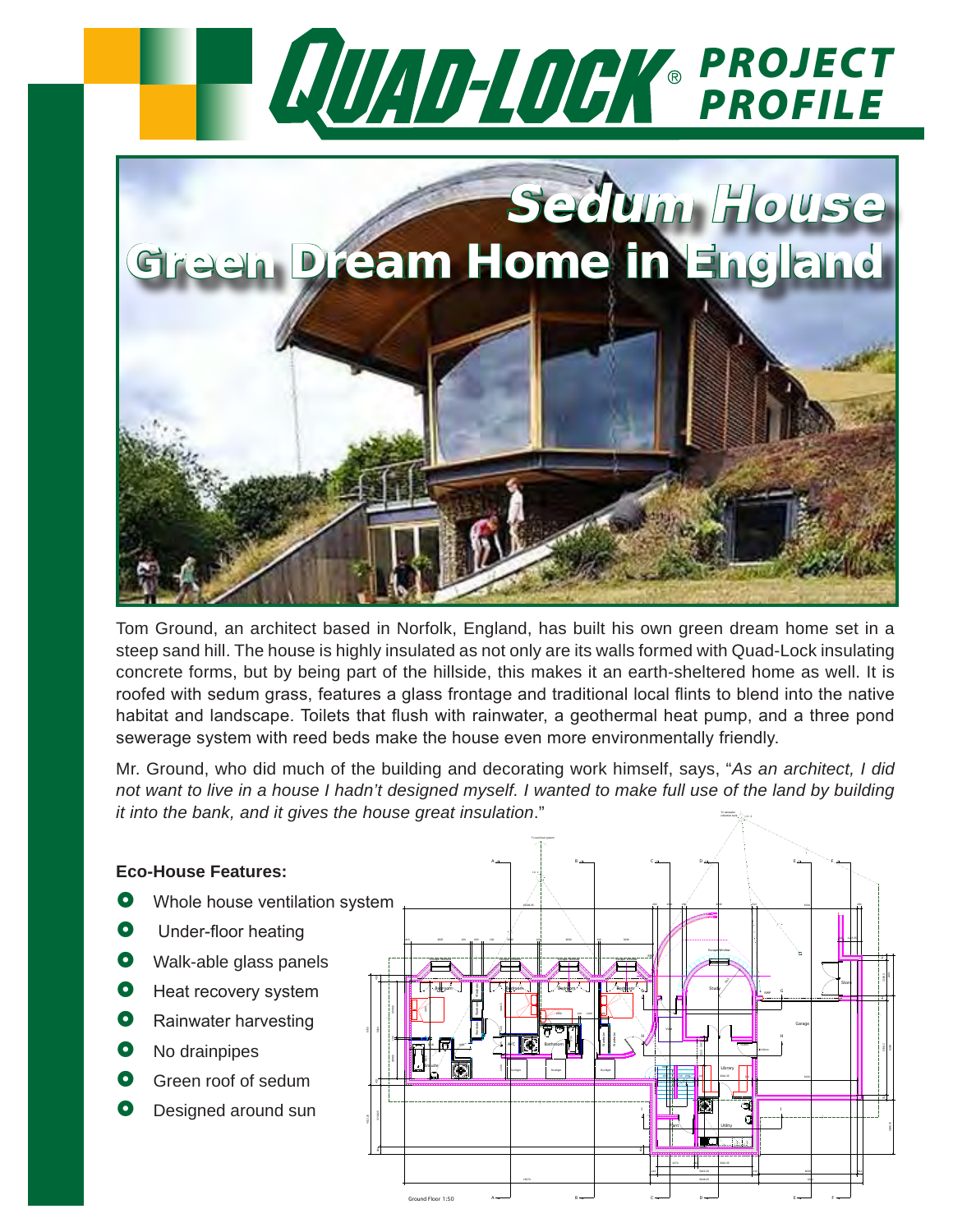# QUAD-LOCK® PROJECT PROFILE

## Sedum House

## Green Dream Home in England

Tom Ground, an architect based in Norfolk, England, has built his own green dream home set in a steep sand hill. The house is highly insulated as not only are its walls formed with Quad-Lock insulating concrete forms, but by being part of the hillside, this makes it an earth-sheltered home as well. It is roofed with sedum grass, features a glass frontage and traditional local flints to blend into the native habitat and landscape. Toilets that flush with rainwater, a geothermal heat pump, and a three pond sewerage system with reed beds make the house even more environmentally friendly.

Mr. Ground, who did much of the building and decorating work himself, says, "*As an architect, I did not want to live in a house I hadn't designed myself. I wanted to make full use of the land by building it into the bank, and it gives the house great insulation*."

**Eco-House Features:**

- Whole house ventilation system
- Under-floor heating
- Walk-able glass panels
- Heat recovery system
- Rainwater harvesting
- No drainpipes
- Green roof of sedum
- Designed around sun

Ground Floor 1:50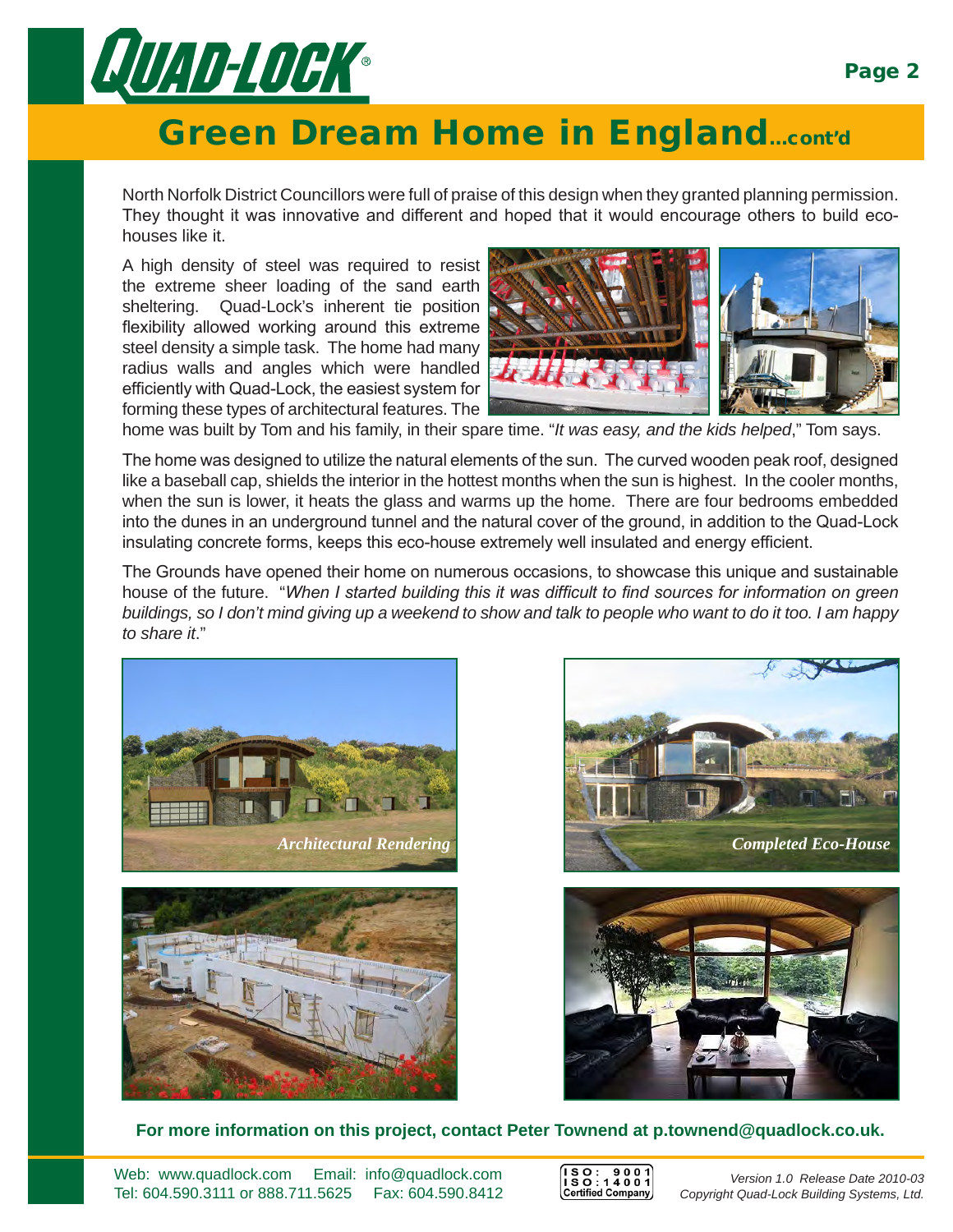# Green Dream Home in England...cont'd

North Norfolk District Councillors were full of praise of this design when they granted planning permission. They thought it was innovative and different and hoped that it would encourage others to build eco-houses like it.

A high density of steel was required to resist the extreme sheer loading of the sand earth sheltering. Quad-Lock's inherent tie position flexibility allowed working around this extreme steel density a simple task. The home had many radius walls and angles which were handled efficiently with Quad-Lock, the easiest system for forming these types of architectural features. The home was built by Tom and his family, in their spare time. "*It was easy, and the kids helped*," Tom says.

The home was designed to utilize the natural elements of the sun. The curved wooden peak roof, designed like a baseball cap, shields the interior in the hottest months when the sun is highest. In the cooler months, when the sun is lower, it heats the glass and warms up the home. There are four bedrooms embedded into the dunes in an underground tunnel and the natural cover of the ground, in addition to the Quad-Lock insulating concrete forms, keeps this eco-house extremely well insulated and energy efficient.

The Grounds have opened their home on numerous occasions, to showcase this unique and sustainable house of the future. "*When I started building this it was difficult to find sources for information on green buildings, so I don't mind giving up a weekend to show and talk to people who want to do it too. I am happy to share it*."

*Architectural Rendering*

*Completed Eco-House*

**For more information on this project, contact Peter Townend at p.townend@quadlock.co.uk.**

Web: www.quadlock.com Email: info@quadlock.com
Tel: 604.590.3111 or 888.711.5625 Fax: 604.590.8412

ISO: 9001
ISO: 14001
Certified Company

*Version 1.0 Release Date 2010-03*
*Copyright Quad-Lock Building Systems, Ltd.*